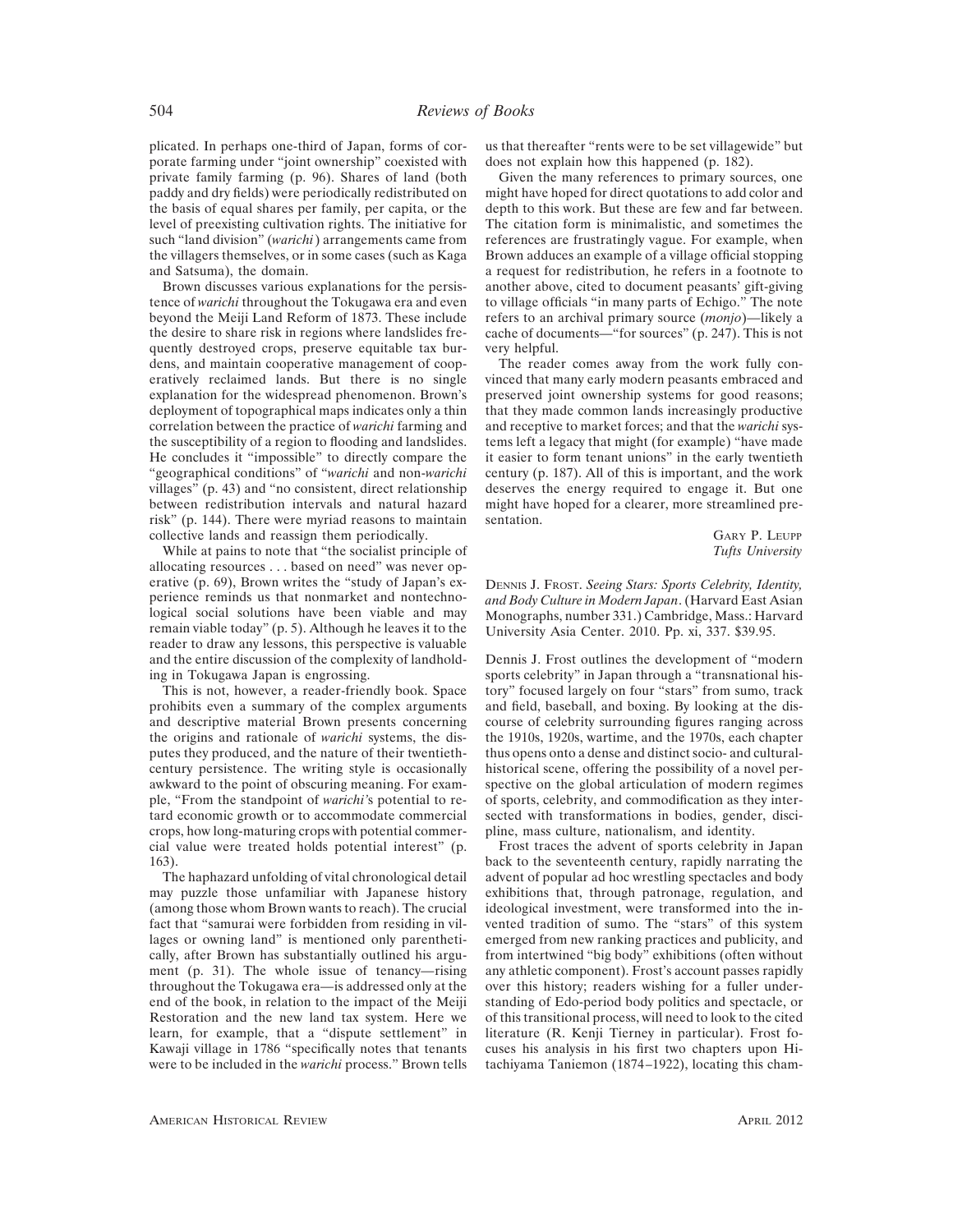plicated. In perhaps one-third of Japan, forms of corporate farming under "joint ownership" coexisted with private family farming (p. 96). Shares of land (both paddy and dry fields) were periodically redistributed on the basis of equal shares per family, per capita, or the level of preexisting cultivation rights. The initiative for such "land division" (*warichi*) arrangements came from the villagers themselves, or in some cases (such as Kaga and Satsuma), the domain.

Brown discusses various explanations for the persistence of *warichi* throughout the Tokugawa era and even beyond the Meiji Land Reform of 1873. These include the desire to share risk in regions where landslides frequently destroyed crops, preserve equitable tax burdens, and maintain cooperative management of cooperatively reclaimed lands. But there is no single explanation for the widespread phenomenon. Brown's deployment of topographical maps indicates only a thin correlation between the practice of *warichi* farming and the susceptibility of a region to flooding and landslides. He concludes it "impossible" to directly compare the "geographical conditions" of "*warichi* and non-*warichi* villages" (p. 43) and "no consistent, direct relationship between redistribution intervals and natural hazard risk" (p. 144). There were myriad reasons to maintain collective lands and reassign them periodically.

While at pains to note that "the socialist principle of allocating resources . . . based on need" was never operative (p. 69), Brown writes the "study of Japan's experience reminds us that nonmarket and nontechnological social solutions have been viable and may remain viable today" (p. 5). Although he leaves it to the reader to draw any lessons, this perspective is valuable and the entire discussion of the complexity of landholding in Tokugawa Japan is engrossing.

This is not, however, a reader-friendly book. Space prohibits even a summary of the complex arguments and descriptive material Brown presents concerning the origins and rationale of *warichi* systems, the disputes they produced, and the nature of their twentieth-century persistence. The writing style is occasionally awkward to the point of obscuring meaning. For example, "From the standpoint of *warichi*'s potential to retard economic growth or to accommodate commercial crops, how long-maturing crops with potential commercial value were treated holds potential interest" (p. 163).

The haphazard unfolding of vital chronological detail may puzzle those unfamiliar with Japanese history (among those whom Brown wants to reach). The crucial fact that "samurai were forbidden from residing in villages or owning land" is mentioned only parenthetically, after Brown has substantially outlined his argument (p. 31). The whole issue of tenancy—rising throughout the Tokugawa era—is addressed only at the end of the book, in relation to the impact of the Meiji Restoration and the new land tax system. Here we learn, for example, that a "dispute settlement" in Kawaji village in 1786 "specifically notes that tenants were to be included in the *warichi* process." Brown tells us that thereafter "rents were to be set villagewide" but does not explain how this happened (p. 182).

Given the many references to primary sources, one might have hoped for direct quotations to add color and depth to this work. But these are few and far between. The citation form is minimalistic, and sometimes the references are frustratingly vague. For example, when Brown adduces an example of a village official stopping a request for redistribution, he refers in a footnote to another above, cited to document peasants' gift-giving to village officials "in many parts of Echigo." The note refers to an archival primary source (*monjo*)—likely a cache of documents—"for sources" (p. 247). This is not very helpful.

The reader comes away from the work fully convinced that many early modern peasants embraced and preserved joint ownership systems for good reasons; that they made common lands increasingly productive and receptive to market forces; and that the *warichi* systems left a legacy that might (for example) "have made it easier to form tenant unions" in the early twentieth century (p. 187). All of this is important, and the work deserves the energy required to engage it. But one might have hoped for a clearer, more streamlined presentation.

Gary P. Leupp
*Tufts University*

Dennis J. Frost. *Seeing Stars: Sports Celebrity, Identity, and Body Culture in Modern Japan*. (Harvard East Asian Monographs, number 331.) Cambridge, Mass.: Harvard University Asia Center. 2010. Pp. xi, 337. $39.95.

Dennis J. Frost outlines the development of "modern sports celebrity" in Japan through a "transnational history" focused largely on four "stars" from sumo, track and field, baseball, and boxing. By looking at the discourse of celebrity surrounding figures ranging across the 1910s, 1920s, wartime, and the 1970s, each chapter thus opens onto a dense and distinct socio- and cultural-historical scene, offering the possibility of a novel perspective on the global articulation of modern regimes of sports, celebrity, and commodification as they intersected with transformations in bodies, gender, discipline, mass culture, nationalism, and identity.

Frost traces the advent of sports celebrity in Japan back to the seventeenth century, rapidly narrating the advent of popular ad hoc wrestling spectacles and body exhibitions that, through patronage, regulation, and ideological investment, were transformed into the invented tradition of sumo. The "stars" of this system emerged from new ranking practices and publicity, and from intertwined "big body" exhibitions (often without any athletic component). Frost's account passes rapidly over this history; readers wishing for a fuller understanding of Edo-period body politics and spectacle, or of this transitional process, will need to look to the cited literature (R. Kenji Tierney in particular). Frost focuses his analysis in his first two chapters upon Hitachiyama Taniemon (1874–1922), locating this cham-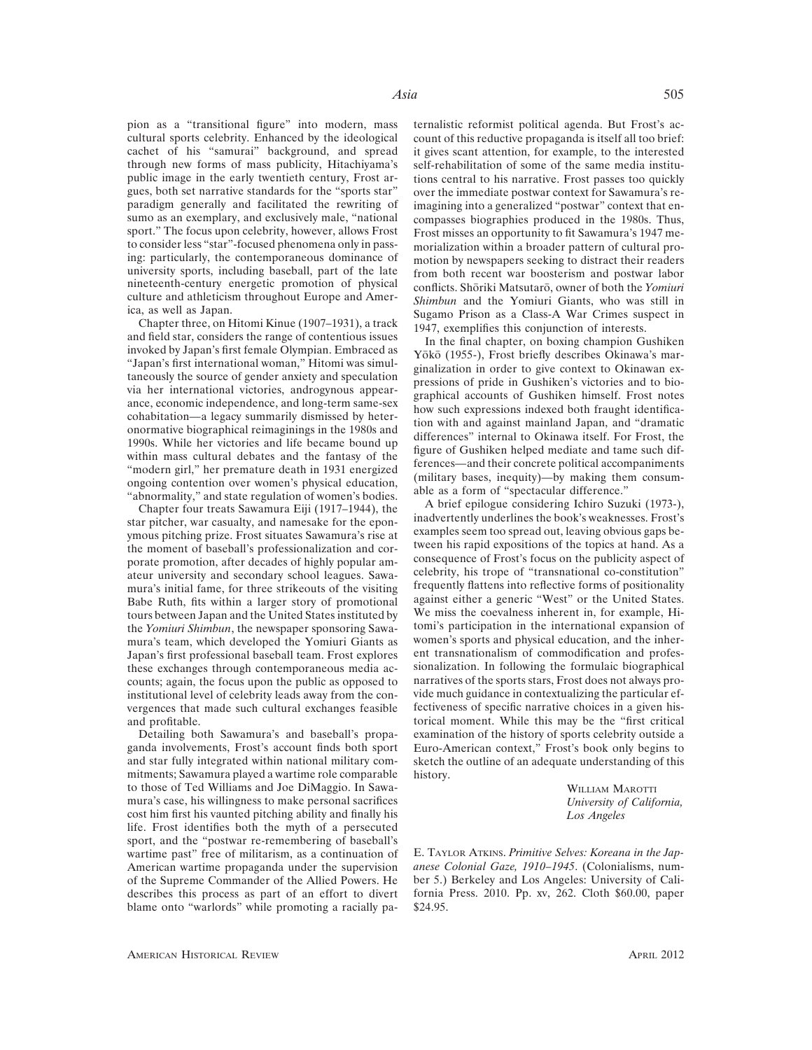pion as a "transitional figure" into modern, mass cultural sports celebrity. Enhanced by the ideological cachet of his "samurai" background, and spread through new forms of mass publicity, Hitachiyama's public image in the early twentieth century, Frost argues, both set narrative standards for the "sports star" paradigm generally and facilitated the rewriting of sumo as an exemplary, and exclusively male, "national sport." The focus upon celebrity, however, allows Frost to consider less "star"-focused phenomena only in passing: particularly, the contemporaneous dominance of university sports, including baseball, part of the late nineteenth-century energetic promotion of physical culture and athleticism throughout Europe and America, as well as Japan.

Chapter three, on Hitomi Kinue (1907–1931), a track and field star, considers the range of contentious issues invoked by Japan's first female Olympian. Embraced as "Japan's first international woman," Hitomi was simultaneously the source of gender anxiety and speculation via her international victories, androgynous appearance, economic independence, and long-term same-sex cohabitation—a legacy summarily dismissed by heteronormative biographical reimaginings in the 1980s and 1990s. While her victories and life became bound up within mass cultural debates and the fantasy of the "modern girl," her premature death in 1931 energized ongoing contention over women's physical education, "abnormality," and state regulation of women's bodies.

Chapter four treats Sawamura Eiji (1917–1944), the star pitcher, war casualty, and namesake for the eponymous pitching prize. Frost situates Sawamura's rise at the moment of baseball's professionalization and corporate promotion, after decades of highly popular amateur university and secondary school leagues. Sawamura's initial fame, for three strikeouts of the visiting Babe Ruth, fits within a larger story of promotional tours between Japan and the United States instituted by the *Yomiuri Shimbun*, the newspaper sponsoring Sawamura's team, which developed the Yomiuri Giants as Japan's first professional baseball team. Frost explores these exchanges through contemporaneous media accounts; again, the focus upon the public as opposed to institutional level of celebrity leads away from the convergences that made such cultural exchanges feasible and profitable.

Detailing both Sawamura's and baseball's propaganda involvements, Frost's account finds both sport and star fully integrated within national military commitments; Sawamura played a wartime role comparable to those of Ted Williams and Joe DiMaggio. In Sawamura's case, his willingness to make personal sacrifices cost him first his vaunted pitching ability and finally his life. Frost identifies both the myth of a persecuted sport, and the "postwar re-remembering of baseball's wartime past" free of militarism, as a continuation of American wartime propaganda under the supervision of the Supreme Commander of the Allied Powers. He describes this process as part of an effort to divert blame onto "warlords" while promoting a racially paternalistic reformist political agenda. But Frost's account of this reductive propaganda is itself all too brief: it gives scant attention, for example, to the interested self-rehabilitation of some of the same media institutions central to his narrative. Frost passes too quickly over the immediate postwar context for Sawamura's reimagining into a generalized "postwar" context that encompasses biographies produced in the 1980s. Thus, Frost misses an opportunity to fit Sawamura's 1947 memorialization within a broader pattern of cultural promotion by newspapers seeking to distract their readers from both recent war boosterism and postwar labor conflicts. Shōriki Matsutarō, owner of both the *Yomiuri Shimbun* and the Yomiuri Giants, who was still in Sugamo Prison as a Class-A War Crimes suspect in 1947, exemplifies this conjunction of interests.

In the final chapter, on boxing champion Gushiken Yōkō (1955-), Frost briefly describes Okinawa's marginalization in order to give context to Okinawan expressions of pride in Gushiken's victories and to biographical accounts of Gushiken himself. Frost notes how such expressions indexed both fraught identification with and against mainland Japan, and "dramatic differences" internal to Okinawa itself. For Frost, the figure of Gushiken helped mediate and tame such differences—and their concrete political accompaniments (military bases, inequity)—by making them consumable as a form of "spectacular difference."

A brief epilogue considering Ichiro Suzuki (1973-), inadvertently underlines the book's weaknesses. Frost's examples seem too spread out, leaving obvious gaps between his rapid expositions of the topics at hand. As a consequence of Frost's focus on the publicity aspect of celebrity, his trope of "transnational co-constitution" frequently flattens into reflective forms of positionality against either a generic "West" or the United States. We miss the coevalness inherent in, for example, Hitomi's participation in the international expansion of women's sports and physical education, and the inherent transnationalism of commodification and professionalization. In following the formulaic biographical narratives of the sports stars, Frost does not always provide much guidance in contextualizing the particular effectiveness of specific narrative choices in a given historical moment. While this may be the "first critical examination of the history of sports celebrity outside a Euro-American context," Frost's book only begins to sketch the outline of an adequate understanding of this history.

William Marotti
*University of California, Los Angeles*

E. Taylor Atkins. *Primitive Selves: Koreana in the Japanese Colonial Gaze, 1910–1945*. (Colonialisms, number 5.) Berkeley and Los Angeles: University of California Press. 2010. Pp. xv, 262. Cloth $60.00, paper $24.95.